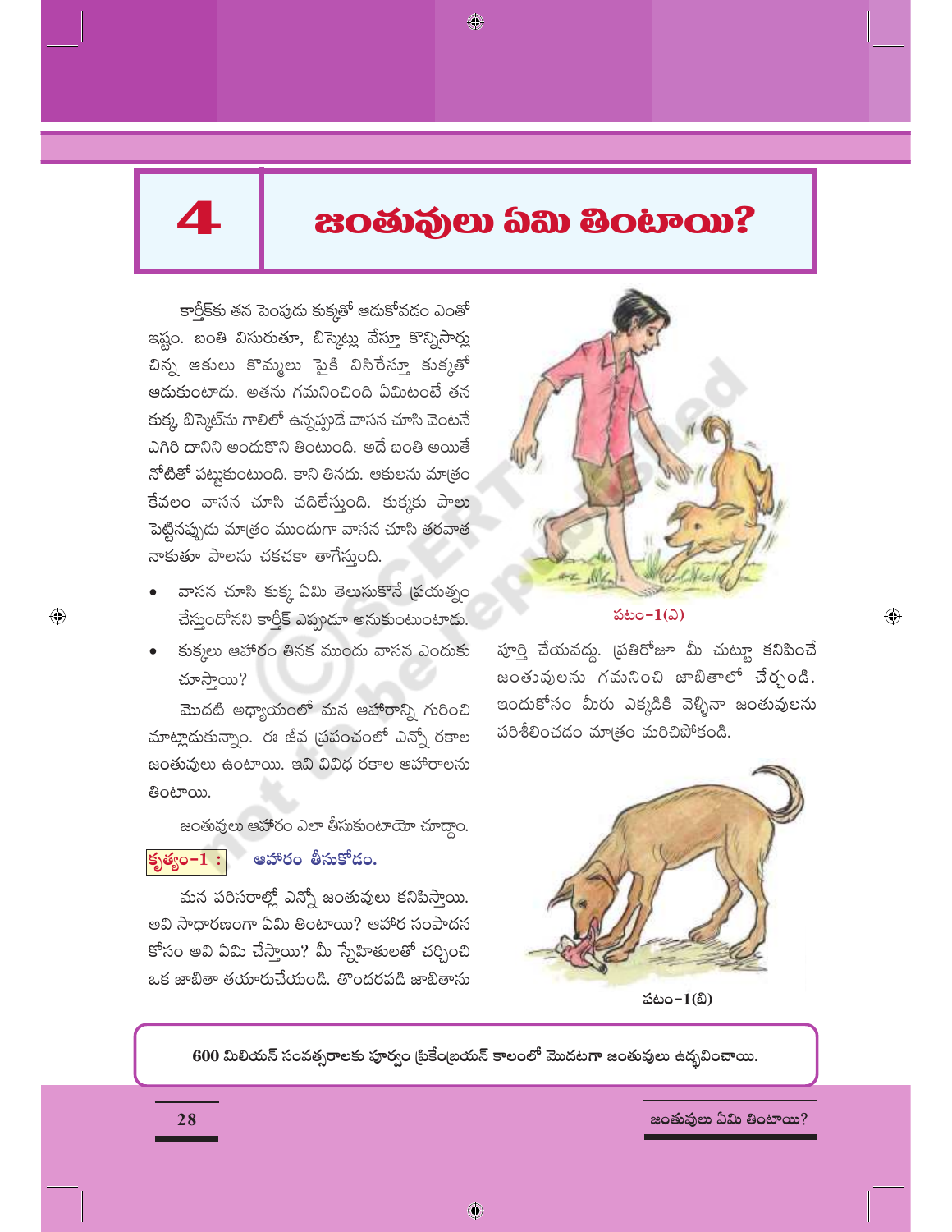# 4 జంతువులు ఏమి తింటాయి?

కార్తీక్‌కు తన పెంపుడు కుక్కతో ఆడుకోవడం ఎంతో ఇష్టం. బంతి విసురుతూ, బిస్కెట్లు వేస్తూ కొన్నిసార్లు చిన్న ఆకులు కొమ్మలు పైకి విసిరేస్తూ కుక్కతో ఆడుకుంటాడు. అతను గమనించింది ఏమిటంటే తన కుక్క, బిస్కెట్‌ను గాలిలో ఉన్నప్పుడే వాసన చూసి వెంటనే ఎగిరి దానిని అందుకొని తింటుంది. అదే బంతి అయితే నోటితో పట్టుకుంటుంది. కాని తినదు. ఆకులను మాత్రం కేవలం వాసన చూసి వదిలేస్తుంది. కుక్కకు పాలు పెట్టినప్పుడు మాత్రం ముందుగా వాసన చూసి తరవాత నాకుతూ పాలను చకచకా తాగేస్తుంది.

- వాసన చూసి కుక్క ఏమి తెలుసుకొనే ప్రయత్నం చేస్తుందోనని కార్తీక్ ఎప్పుడూ అనుకుంటుంటాడు.
- కుక్కలు ఆహారం తినక ముందు వాసన ఎందుకు చూస్తాయి?

మొదటి అధ్యాయంలో మన ఆహారాన్ని గురించి మాట్లాడుకున్నాం. ఈ జీవ ప్రపంచంలో ఎన్నో రకాల జంతువులు ఉంటాయి. ఇవి వివిధ రకాల ఆహారాలను తింటాయి.

జంతువులు ఆహారం ఎలా తీసుకుంటాయో చూద్దాం.

**కృత్యం-1 : ఆహారం తీసుకోడం.**

మన పరిసరాల్లో ఎన్నో జంతువులు కనిపిస్తాయి. అవి సాధారణంగా ఏమి తింటాయి? ఆహార సంపాదన కోసం అవి ఏమి చేస్తాయి? మీ స్నేహితులతో చర్చించి ఒక జాబితా తయారుచేయండి. తొందరపడి జాబితాను పూర్తి చేయవద్దు. ప్రతిరోజూ మీ చుట్టూ కనిపించే జంతువులను గమనించి జాబితాలో చేర్చండి. ఇందుకోసం మీరు ఎక్కడికి వెళ్ళినా జంతువులను పరిశీలించడం మాత్రం మరిచిపోకండి.

పటం-1(ఎ)

పటం-1(బి)

**600 మిలియన్ సంవత్సరాలకు పూర్వం ప్రికేంబ్రియన్ కాలంలో మొదటగా జంతువులు ఉద్భవించాయి.**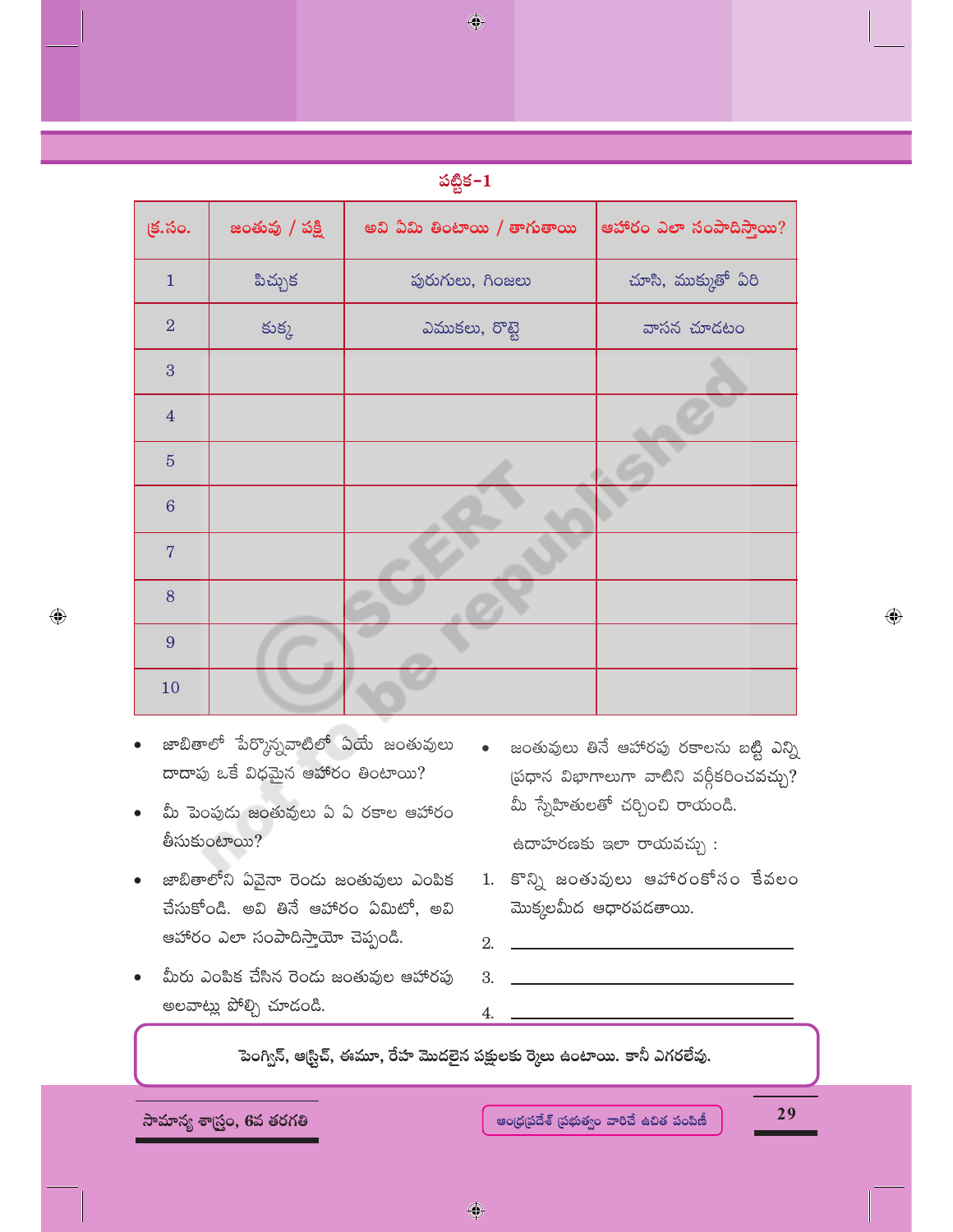పట్టిక-1

| క్ర.సం. | జంతువు / పక్షి | అవి ఏమి తింటాయి / తాగుతాయి | ఆహారం ఎలా సంపాదిస్తాయి? |
|---|---|---|---|
| 1 | పిచ్చుక | పురుగులు, గింజలు | చూసి, ముక్కుతో ఏరి |
| 2 | కుక్క | ఎముకలు, రొట్టె | వాసన చూడటం |
| 3 | | | |
| 4 | | | |
| 5 | | | |
| 6 | | | |
| 7 | | | |
| 8 | | | |
| 9 | | | |
| 10 | | | |

- జాబితాలో పేర్కొన్నవాటిలో ఏయే జంతువులు దాదాపు ఒకే విధమైన ఆహారం తింటాయి?
- మీ పెంపుడు జంతువులు ఏ ఏ రకాల ఆహారం తీసుకుంటాయి?
- జాబితాలోని ఏవైనా రెండు జంతువులు ఎంపిక చేసుకోండి. అవి తినే ఆహారం ఏమిటో, అవి ఆహారం ఎలా సంపాదిస్తాయో చెప్పండి.
- మీరు ఎంపిక చేసిన రెండు జంతువుల ఆహారపు అలవాట్లు పోల్చి చూడండి.
- జంతువులు తినే ఆహారపు రకాలను బట్టి ఎన్ని ప్రధాన విభాగాలుగా వాటిని వర్గీకరించవచ్చు? మీ స్నేహితులతో చర్చించి రాయండి.

ఉదాహరణకు ఇలా రాయవచ్చు :

1. కొన్ని జంతువులు ఆహారంకోసం కేవలం మొక్కలమీద ఆధారపడతాయి.
2. ______________________
3. ______________________
4. ______________________

పెంగ్విన్, ఆస్ట్రిచ్, ఈమూ, రేహ మొదలైన పక్షులకు రెక్కలు ఉంటాయి. కానీ ఎగరలేవు.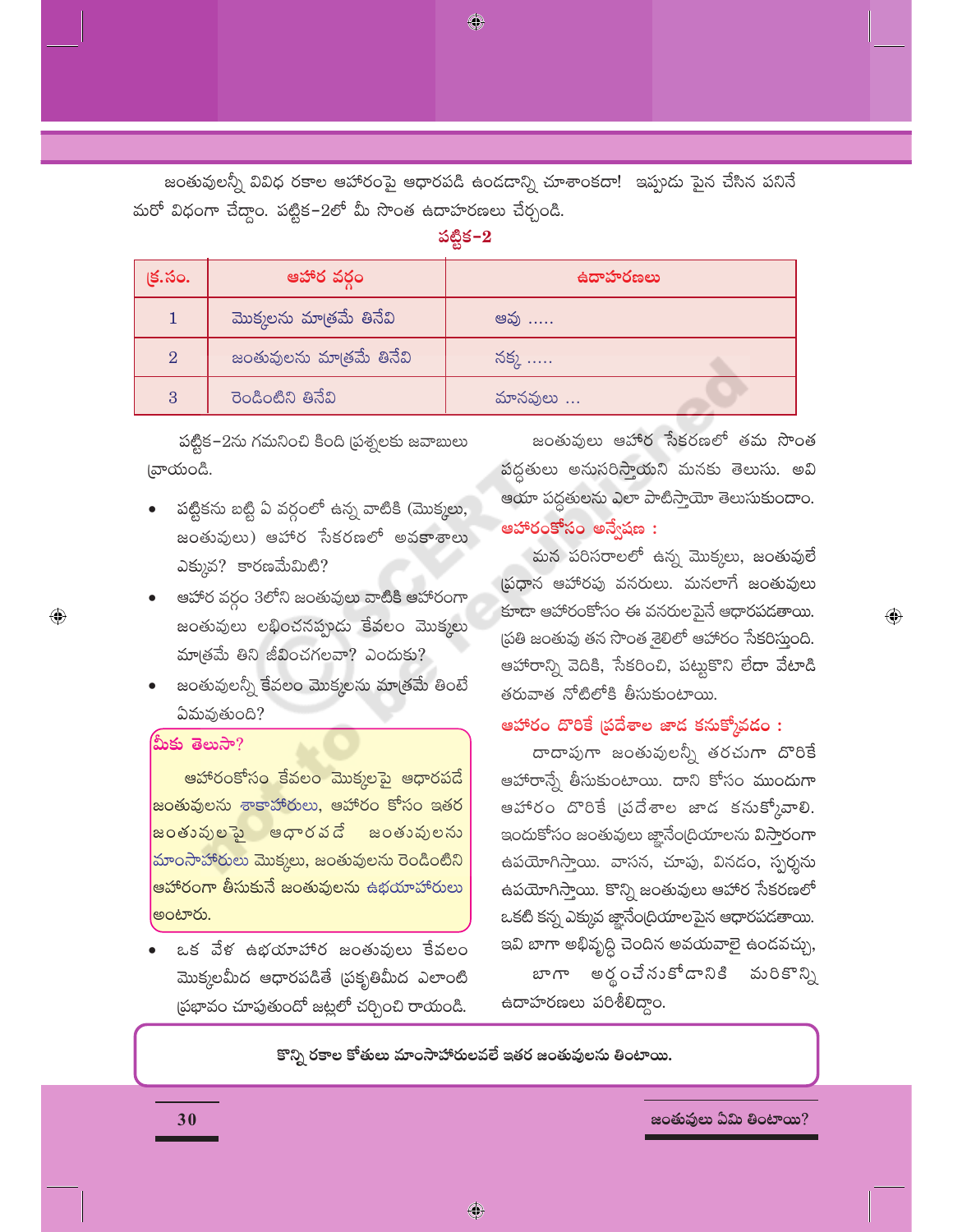జంతువులన్నీ వివిధ రకాల ఆహారంపై ఆధారపడి ఉండడాన్ని చూశాంకదా! ఇప్పుడు పైన చేసిన పనినే మరో విధంగా చేద్దాం. పట్టిక-2లో మీ సొంత ఉదాహరణలు చేర్చండి.

**పట్టిక-2**

| క్ర.సం. | ఆహార వర్గం | ఉదాహరణలు |
|---|---|---|
| 1 | మొక్కలను మాత్రమే తినేవి | ఆవు ..... |
| 2 | జంతువులను మాత్రమే తినేవి | నక్క ..... |
| 3 | రెండింటిని తినేవి | మానవులు ... |

పట్టిక-2ను గమనించి కింది ప్రశ్నలకు జవాబులు వ్రాయండి.

- పట్టికను బట్టి ఏ వర్గంలో ఉన్న వాటికి (మొక్కలు, జంతువులు) ఆహార సేకరణలో అవకాశాలు ఎక్కువ? కారణమేమిటి?
- ఆహార వర్గం 3లోని జంతువులు వాటికి ఆహారంగా జంతువులు లభించనప్పుడు కేవలం మొక్కలు మాత్రమే తిని జీవించగలవా? ఎందుకు?
- జంతువులన్నీ కేవలం మొక్కలను మాత్రమే తింటే ఏమవుతుంది?

**మీకు తెలుసా?**

ఆహారంకోసం కేవలం మొక్కలపై ఆధారపడే జంతువులను శాకాహారులు, ఆహారం కోసం ఇతర జంతువులపై ఆధారపడే జంతువులను మాంసాహారులు మొక్కలు, జంతువులను రెండింటిని ఆహారంగా తీసుకునే జంతువులను ఉభయాహారులు అంటారు.

- ఒక వేళ ఉభయాహార జంతువులు కేవలం మొక్కలమీద ఆధారపడితే ప్రకృతిమీద ఎలాంటి ప్రభావం చూపుతుందో జట్లలో చర్చించి రాయండి.

జంతువులు ఆహార సేకరణలో తమ సొంత పద్ధతులు అనుసరిస్తాయని మనకు తెలుసు. అవి ఆయా పద్ధతులను ఎలా పాటిస్తాయో తెలుసుకుందాం.

### ఆహారంకోసం అన్వేషణ :

మన పరిసరాలలో ఉన్న మొక్కలు, జంతువులే ప్రధాన ఆహారపు వనరులు. మనలాగే జంతువులు కూడా ఆహారంకోసం ఈ వనరులపైనే ఆధారపడతాయి. ప్రతి జంతువు తన సొంత శైలిలో ఆహారం సేకరిస్తుంది. ఆహారాన్ని వెదికి, సేకరించి, పట్టుకొని లేదా వేటాడి తరువాత నోటిలోకి తీసుకుంటాయి.

### ఆహారం దొరికే ప్రదేశాల జాడ కనుక్కోవడం :

దాదాపుగా జంతువులన్నీ తరచుగా దొరికే ఆహారాన్నే తీసుకుంటాయి. దాని కోసం ముందుగా ఆహారం దొరికే ప్రదేశాల జాడ కనుక్కోవాలి. ఇందుకోసం జంతువులు జ్ఞానేంద్రియాలను విస్తారంగా ఉపయోగిస్తాయి. వాసన, చూపు, వినడం, స్పర్శను ఉపయోగిస్తాయి. కొన్ని జంతువులు ఆహార సేకరణలో ఒకటి కన్న ఎక్కువ జ్ఞానేంద్రియాలపైన ఆధారపడతాయి. ఇవి బాగా అభివృద్ధి చెందిన అవయవాలై ఉండవచ్చు, బాగా అర్థంచేసుకోడానికి మరికొన్ని ఉదాహరణలు పరిశీలిద్దాం.

**కొన్ని రకాల కోతులు మాంసాహారులవలే ఇతర జంతువులను తింటాయి.**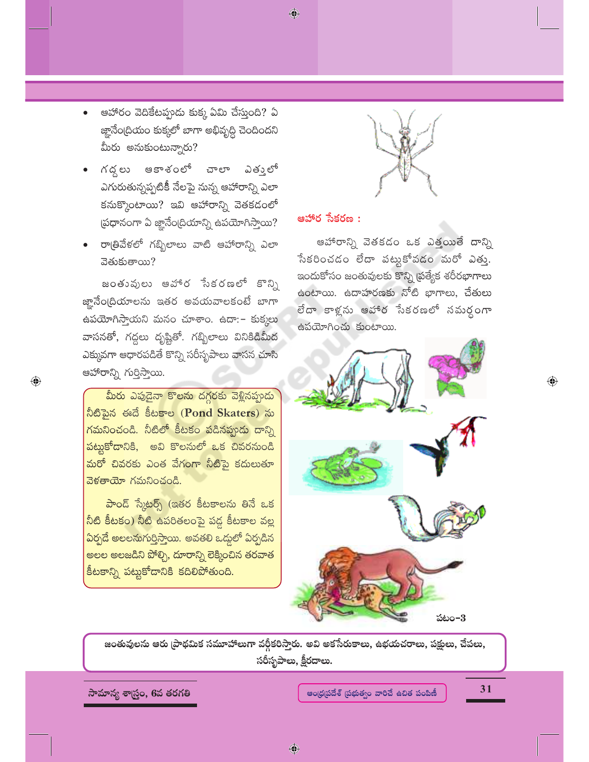- ఆహారం వెదికేటప్పుడు కుక్క ఏమి చేస్తుంది? ఏ జ్ఞానేంద్రియం కుక్కలో బాగా అభివృద్ధి చెందిందని మీరు అనుకుంటున్నారు?
- గద్దలు ఆకాశంలో చాలా ఎత్తులో ఎగురుతున్నప్పటికీ నేలపై నున్న ఆహారాన్ని ఎలా కనుక్కొంటాయి? ఇవి ఆహారాన్ని వెతకడంలో ప్రధానంగా ఏ జ్ఞానేంద్రియాన్ని ఉపయోగిస్తాయి?
- రాత్రివేళలో గబ్బిలాలు వాటి ఆహారాన్ని ఎలా వెతుకుతాయి?

జంతువులు ఆహార సేకరణలో కొన్ని జ్ఞానేంద్రియాలను ఇతర అవయవాలకంటే బాగా ఉపయోగిస్తాయని మనం చూశాం. ఉదా:- కుక్కలు వాసనతో, గద్దలు దృష్టితో. గబ్బిలాలు వినికిడిమీద ఎక్కువగా ఆధారపడితే కొన్ని సరీసృపాలు వాసన చూసి ఆహారాన్ని గుర్తిస్తాయి.

మీరు ఎప్పుడైనా కొలను దగ్గరకు వెళ్ళినప్పుడు నీటిపైన ఈదే కీటకాల (**Pond Skaters**) ను గమనించండి. నీటిలో కీటకం పడినప్పుడు దాన్ని పట్టుకోడానికి, అవి కొలనులో ఒక చివరనుండి మరో చివరకు ఎంత వేగంగా నీటిపై కదులుతూ వెళతాయో గమనించండి.

పాండ్ స్కేటర్స్ (ఇతర కీటకాలను తినే ఒక నీటి కీటకం) నీటి ఉపరితలంపై పడ్డ కీటకాల వల్ల ఏర్పడే అలలనుగుర్తిస్తాయి. అవతలి ఒడ్డులో ఏర్పడిన అలల అలజడిని పోల్చి, దూరాన్ని లెక్కించిన తరవాత కీటకాన్ని పట్టుకోడానికి కదిలిపోతుంది.

### ఆహార సేకరణ :

ఆహారాన్ని వెతకడం ఒక ఎత్తయితే దాన్ని సేకరించడం లేదా పట్టుకోవడం మరో ఎత్తు. ఇందుకోసం జంతువులకు కొన్ని ప్రత్యేక శరీరభాగాలు ఉంటాయి. ఉదాహరణకు నోటి భాగాలు, చేతులు లేదా కాళ్లను ఆహార సేకరణలో సమర్థంగా ఉపయోగించు కుంటాయి.

పటం-3

**జంతువులను ఆరు ప్రాథమిక సమూహాలుగా వర్గీకరిస్తారు. అవి అకశేరుకాలు, ఉభయచరాలు, పక్షులు, చేపలు, సరీసృపాలు, క్షీరదాలు.**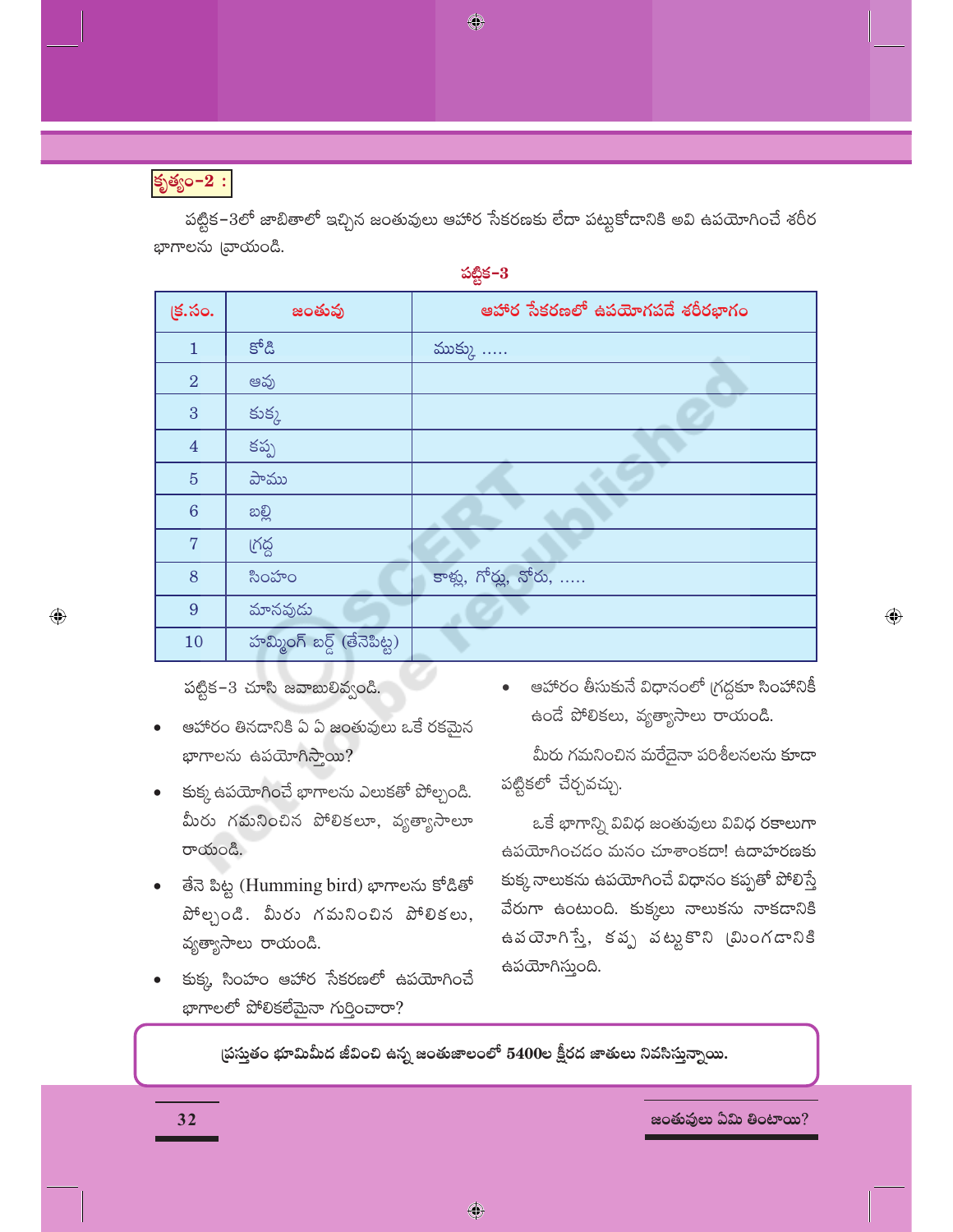**కృత్యం-2 :**

పట్టిక-3లో జాబితాలో ఇచ్చిన జంతువులు ఆహార సేకరణకు లేదా పట్టుకోడానికి అవి ఉపయోగించే శరీర భాగాలను వ్రాయండి.

**పట్టిక-3**

| క్ర.సం. | జంతువు | ఆహార సేకరణలో ఉపయోగపడే శరీరభాగం |
|---|---|---|
| 1 | కోడి | ముక్కు ..... |
| 2 | ఆవు | |
| 3 | కుక్క | |
| 4 | కప్ప | |
| 5 | పాము | |
| 6 | బల్లి | |
| 7 | గ్రద్ద | |
| 8 | సింహం | కాళ్లు, గోర్లు, నోరు, ..... |
| 9 | మానవుడు | |
| 10 | హమ్మింగ్ బర్డ్ (తేనెపిట్ట) | |

పట్టిక-3 చూసి జవాబులివ్వండి.

- ఆహారం తినడానికి ఏ ఏ జంతువులు ఒకే రకమైన భాగాలను ఉపయోగిస్తాయి?
- కుక్క ఉపయోగించే భాగాలను ఎలుకతో పోల్చండి. మీరు గమనించిన పోలికలూ, వ్యత్యాసాలూ రాయండి.
- తేనె పిట్ట (Humming bird) భాగాలను కోడితో పోల్చండి. మీరు గమనించిన పోలికలు, వ్యత్యాసాలు రాయండి.
- కుక్క, సింహం ఆహార సేకరణలో ఉపయోగించే భాగాలలో పోలికలేమైనా గుర్తించారా?
- ఆహారం తీసుకునే విధానంలో గ్రద్దకూ సింహానికీ ఉండే పోలికలు, వ్యత్యాసాలు రాయండి.

మీరు గమనించిన మరేదైనా పరిశీలనలను కూడా పట్టికలో చేర్చవచ్చు.

ఒకే భాగాన్ని వివిధ జంతువులు వివిధ రకాలుగా ఉపయోగించడం మనం చూశాంకదా! ఉదాహరణకు కుక్క నాలుకను ఉపయోగించే విధానం కప్పతో పోలిస్తే వేరుగా ఉంటుంది. కుక్కలు నాలుకను నాకడానికి ఉపయోగిస్తే, కప్ప పట్టుకొని మ్రింగడానికి ఉపయోగిస్తుంది.

**ప్రస్తుతం భూమిమీద జీవించి ఉన్న జంతుజాలంలో 5400ల క్షీరద జాతులు నివసిస్తున్నాయి.**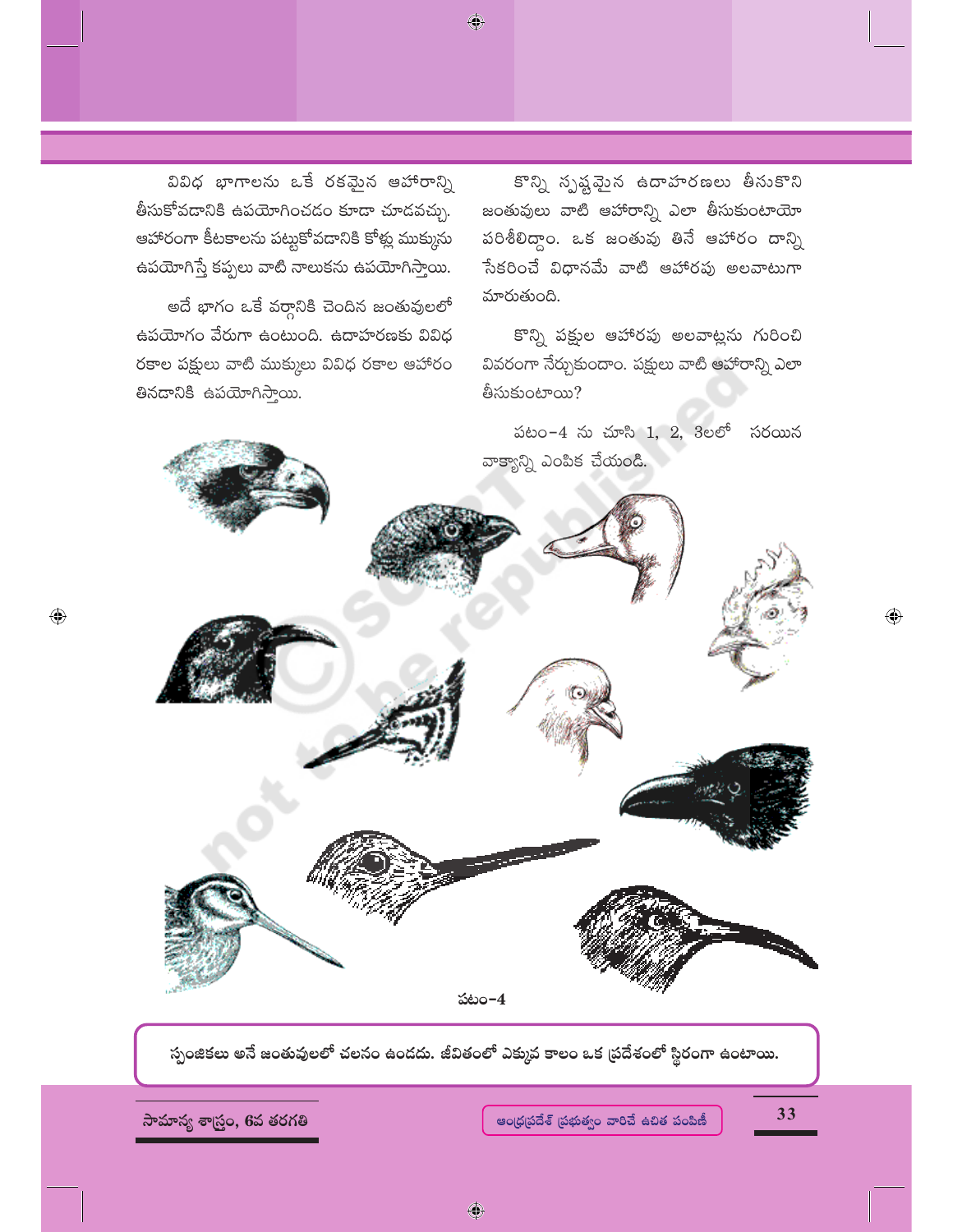వివిధ భాగాలను ఒకే రకమైన ఆహారాన్ని తీసుకోవడానికి ఉపయోగించడం కూడా చూడవచ్చు. ఆహారంగా కీటకాలను పట్టుకోవడానికి కోళ్ళ ముక్కును ఉపయోగిస్తే కప్పలు వాటి నాలుకను ఉపయోగిస్తాయి.

అదే భాగం ఒకే వర్గానికి చెందిన జంతువులలో ఉపయోగం వేరుగా ఉంటుంది. ఉదాహరణకు వివిధ రకాల పక్షులు వాటి ముక్కులు వివిధ రకాల ఆహారం తినడానికి ఉపయోగిస్తాయి.

కొన్ని స్పష్టమైన ఉదాహరణలు తీసుకొని జంతువులు వాటి ఆహారాన్ని ఎలా తీసుకుంటాయో పరిశీలిద్దాం. ఒక జంతువు తినే ఆహారం దాన్ని సేకరించే విధానమే వాటి ఆహారపు అలవాటుగా మారుతుంది.

కొన్ని పక్షుల ఆహారపు అలవాట్లను గురించి వివరంగా నేర్చుకుందాం. పక్షులు వాటి ఆహారాన్ని ఎలా తీసుకుంటాయి?

పటం-4 ను చూసి 1, 2, 3లలో సరయిన వాక్యాన్ని ఎంపిక చేయండి.

పటం-4

స్పంజికలు అనే జంతువులలో చలనం ఉండదు. జీవితంలో ఎక్కువ కాలం ఒక ప్రదేశంలో స్థిరంగా ఉంటాయి.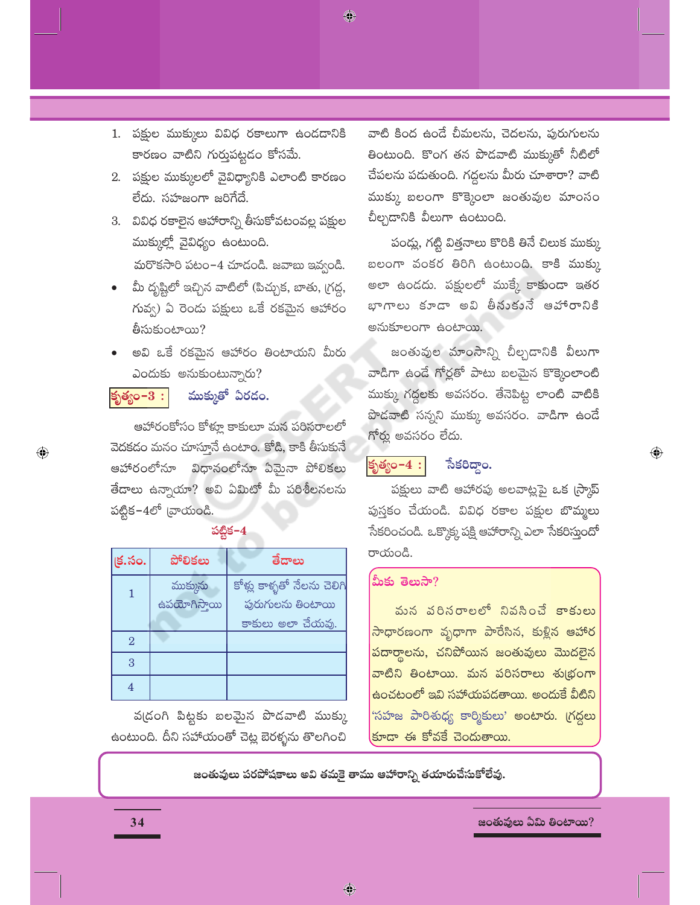1. పక్షుల ముక్కులు వివిధ రకాలుగా ఉండడానికి కారణం వాటిని గుర్తుపట్టడం కోసమే.
2. పక్షుల ముక్కులలో వైవిధ్యానికి ఎలాంటి కారణం లేదు. సహజంగా జరిగేదే.
3. వివిధ రకాలైన ఆహారాన్ని తీసుకోవటంవల్ల పక్షుల ముక్కుల్లో వైవిధ్యం ఉంటుంది.

మరొకసారి పటం-4 చూడండి. జవాబు ఇవ్వండి.

- మీ దృష్టిలో ఇచ్చిన వాటిలో (పిచ్చుక, బాతు, గ్రద్ద, గువ్వ) ఏ రెండు పక్షులు ఒకే రకమైన ఆహారం తీసుకుంటాయి?
- అవి ఒకే రకమైన ఆహారం తింటాయని మీరు ఎందుకు అనుకుంటున్నారు?

**కృత్యం-3 : ముక్కుతో ఏరడం.**

ఆహారంకోసం కోళ్లూ కాకులూ మన పరిసరాలలో వెదకడం మనం చూస్తూనే ఉంటాం. కోడి, కాకి తీసుకునే ఆహారంలోనూ విధానంలోనూ ఏమైనా పోలికలు తేడాలు ఉన్నాయా? అవి ఏమిటో మీ పరిశీలనలను పట్టిక-4లో వ్రాయండి.

పట్టిక-4

| క్ర.సం. | పోలికలు | తేడాలు |
|---|---|---|
| 1 | ముక్కును ఉపయోగిస్తాయి | కోళ్లు కాళ్ళతో నేలను చెలిగి పురుగులను తింటాయి కాకులు అలా చేయవు. |
| 2 | | |
| 3 | | |
| 4 | | |

వడ్రంగి పిట్టకు బలమైన పొడవాటి ముక్కు ఉంటుంది. దీని సహాయంతో చెట్ల బెరళ్ళను తొలగించి వాటి కింద ఉండే చీమలను, చెదలను, పురుగులను తింటుంది. కొంగ తన పొడవాటి ముక్కుతో నీటిలో చేపలను పడుతుంది. గద్దలను మీరు చూశారా? వాటి ముక్కు బలంగా కొక్కెంలా జంతువుల మాంసం చీల్చడానికి వీలుగా ఉంటుంది.

పండ్లు, గట్టి విత్తనాలు కొరికి తినే చిలుక ముక్కు బలంగా వంకర తిరిగి ఉంటుంది. కాకి ముక్కు అలా ఉండదు. పక్షులలో ముక్కే కాకుండా ఇతర భాగాలు కూడా అవి తీసుకునే ఆహారానికి అనుకూలంగా ఉంటాయి.

జంతువుల మాంసాన్ని చీల్చడానికి వీలుగా వాడిగా ఉండే గోర్లతో పాటు బలమైన కొక్కెంలాంటి ముక్కు గద్దలకు అవసరం. తేనెపిట్ట లాంటి వాటికి పొడవాటి సన్నని ముక్కు అవసరం. వాడిగా ఉండే గోర్లు అవసరం లేదు.

**కృత్యం-4 : సేకరిద్దాం.**

పక్షులు వాటి ఆహారపు అలవాట్లపై ఒక స్క్రాప్ పుస్తకం చేయండి. వివిధ రకాల పక్షుల బొమ్మలు సేకరించండి. ఒక్కొక్క పక్షి ఆహారాన్ని ఎలా సేకరిస్తుందో రాయండి.

**మీకు తెలుసా?**

మన పరిసరాలలో నివసించే కాకులు సాధారణంగా వృధాగా పారేసిన, కుళ్లిన ఆహార పదార్థాలను, చనిపోయిన జంతువులు మొదలైన వాటిని తింటాయి. మన పరిసరాలు శుభ్రంగా ఉంచటంలో ఇవి సహాయపడతాయి. అందుకే వీటిని 'సహజ పారిశుధ్య కార్మికులు' అంటారు. గ్రద్దలు కూడా ఈ కోవకే చెందుతాయి.

**జంతువులు పరపోషకాలు అవి తమకై తాము ఆహారాన్ని తయారుచేసుకోలేవు.**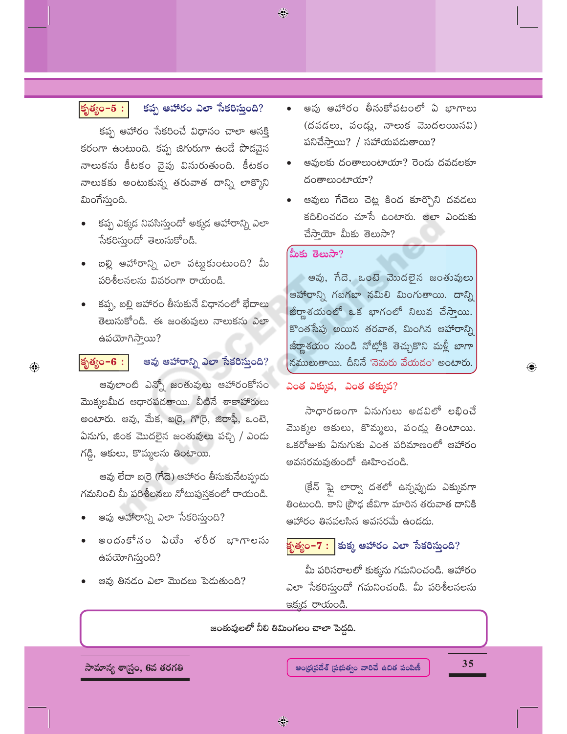### కృత్యం-5 : కప్ప ఆహారం ఎలా సేకరిస్తుంది?

కప్ప ఆహారం సేకరించే విధానం చాలా ఆసక్తి కరంగా ఉంటుంది. కప్ప జిగురుగా ఉండే పొడవైన నాలుకను కీటకం వైపు విసురుతుంది. కీటకం నాలుకకు అంటుకున్న తరువాత దాన్ని లాక్కొని మింగేస్తుంది.

- కప్ప ఎక్కడ నివసిస్తుందో అక్కడ ఆహారాన్ని ఎలా సేకరిస్తుందో తెలుసుకోండి.
- బల్లి ఆహారాన్ని ఎలా పట్టుకుంటుంది? మీ పరిశీలనలను వివరంగా రాయండి.
- కప్ప, బల్లి ఆహారం తీసుకునే విధానంలో భేదాలు తెలుసుకోండి. ఈ జంతువులు నాలుకను ఎలా ఉపయోగిస్తాయి?

### కృత్యం-6 : ఆవు ఆహారాన్ని ఎలా సేకరిస్తుంది?

ఆవులాంటి ఎన్నో జంతువులు ఆహారంకోసం మొక్కలమీద ఆధారపడతాయి. వీటినే శాకాహారులు అంటారు. ఆవు, మేక, బర్రె, గొర్రె, జిరాఫీ, ఒంటె, ఏనుగు, జింక మొదలైన జంతువులు పచ్చి / ఎండు గడ్డి, ఆకులు, కొమ్మలను తింటాయి.

ఆవు లేదా బర్రె (గేదె) ఆహారం తీసుకునేటప్పుడు గమనించి మీ పరిశీలనలు నోటుపుస్తకంలో రాయండి.

- ఆవు ఆహారాన్ని ఎలా సేకరిస్తుంది?
- అందుకోసం ఏయే శరీర భాగాలను ఉపయోగిస్తుంది?
- ఆవు తినడం ఎలా మొదలు పెడుతుంది?
- ఆవు ఆహారం తీసుకోవటంలో ఏ భాగాలు (దవడలు, పండ్లు, నాలుక మొదలయినవి) పనిచేస్తాయి? / సహాయపడుతాయి?
- ఆవులకు దంతాలుంటాయా? రెండు దవడలకూ దంతాలుంటాయా?
- ఆవులు గేదెలు చెట్ల కింద కూర్చొని దవడలు కదిలించడం చూసే ఉంటారు. అలా ఎందుకు చేస్తాయో మీకు తెలుసా?

**మీకు తెలుసా?**

ఆవు, గేదె, ఒంటె మొదలైన జంతువులు ఆహారాన్ని గబగబా నమిలి మింగుతాయి. దాన్ని జీర్ణాశయంలో ఒక భాగంలో నిలువ చేస్తాయి. కొంతసేపు అయిన తరవాత, మింగిన ఆహారాన్ని జీర్ణాశయం నుండి నోట్లోకి తెచ్చుకొని మళ్లీ బాగా నములుతాయి. దీనినే 'నెమరు వేయడం' అంటారు.

### ఎంత ఎక్కువ, ఎంత తక్కువ?

సాధారణంగా ఏనుగులు అడవిలో లభించే మొక్కల ఆకులు, కొమ్మలు, పండ్లు తింటాయి. ఒకరోజుకు ఏనుగుకు ఎంత పరిమాణంలో ఆహారం అవసరమవుతుందో ఊహించండి.

క్రేన్ ఫ్లై లార్వా దశలో ఉన్నప్పుడు ఎక్కువగా తింటుంది. కాని ప్రౌఢ జీవిగా మారిన తరువాత దానికి ఆహారం తినవలసిన అవసరమే ఉండదు.

### కృత్యం-7 : కుక్క ఆహారం ఎలా సేకరిస్తుంది?

మీ పరిసరాలలో కుక్కను గమనించండి. ఆహారం ఎలా సేకరిస్తుందో గమనించండి. మీ పరిశీలనలను ఇక్కడ రాయండి.

**జంతువులలో నీలి తిమింగలం చాలా పెద్దది.**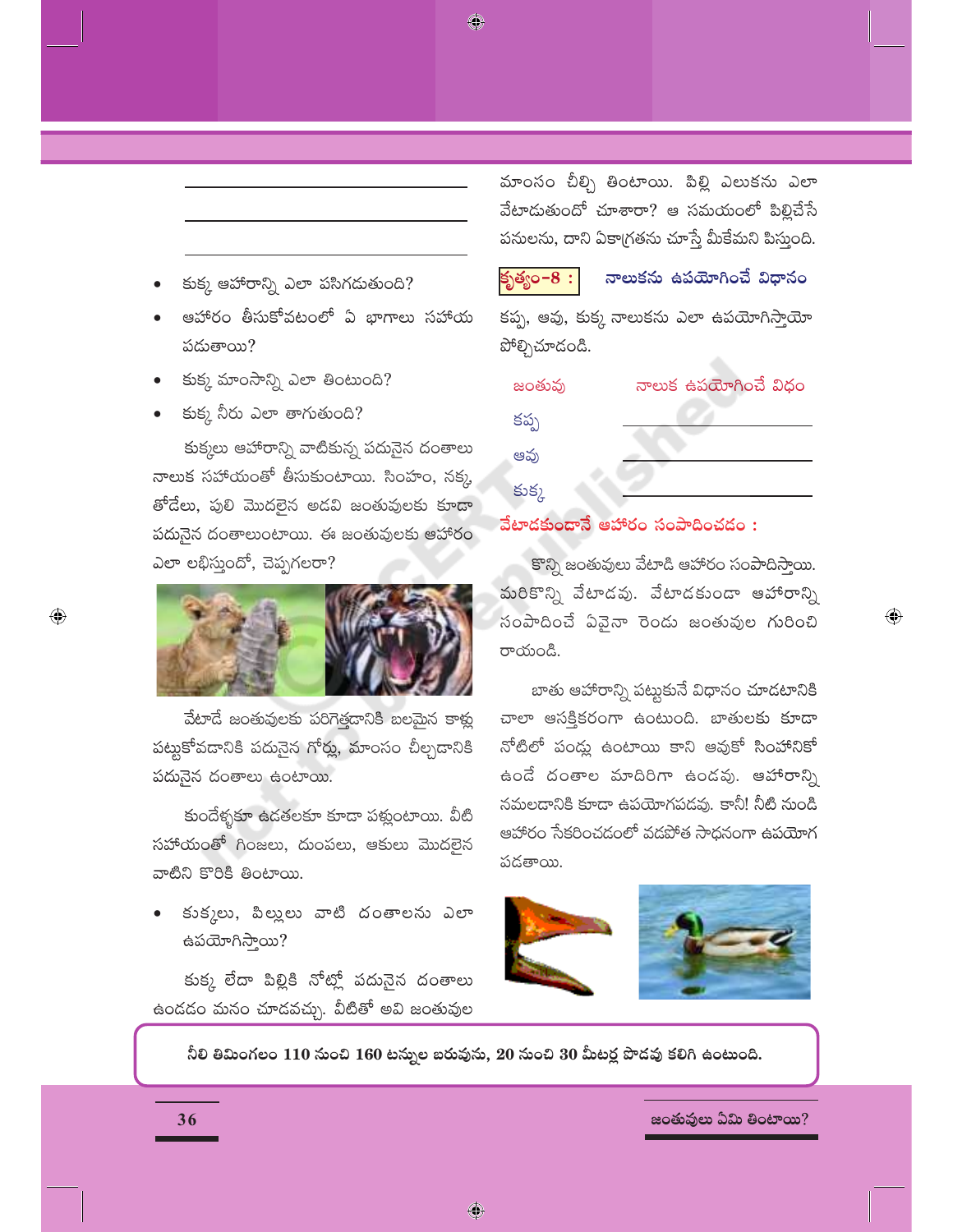_______________

_______________

_______________

- కుక్క ఆహారాన్ని ఎలా పసిగడుతుంది?
- ఆహారం తీసుకోవటంలో ఏ భాగాలు సహాయ పడుతాయి?
- కుక్క మాంసాన్ని ఎలా తింటుంది?
- కుక్క నీరు ఎలా తాగుతుంది?

కుక్కలు ఆహారాన్ని వాటికున్న పదునైన దంతాలు నాలుక సహాయంతో తీసుకుంటాయి. సింహం, నక్క, తోడేలు, పులి మొదలైన అడవి జంతువులకు కూడా పదునైన దంతాలుంటాయి. ఈ జంతువులకు ఆహారం ఎలా లభిస్తుందో, చెప్పగలరా?

వేటాడే జంతువులకు పరిగెత్తడానికి బలమైన కాళ్లు పట్టుకోవడానికి పదునైన గోర్లు, మాంసం చీల్చడానికి పదునైన దంతాలు ఉంటాయి.

కుందేళ్ళకూ ఉడతలకూ కూడా పళ్లుంటాయి. వీటి సహాయంతో గింజలు, దుంపలు, ఆకులు మొదలైన వాటిని కొరికి తింటాయి.

- కుక్కలు, పిల్లులు వాటి దంతాలను ఎలా ఉపయోగిస్తాయి?

కుక్క లేదా పిల్లికి నోట్లో పదునైన దంతాలు ఉండడం మనం చూడవచ్చు. వీటితో అవి జంతువుల మాంసం చీల్చి తింటాయి. పిల్లి ఎలుకను ఎలా వేటాడుతుందో చూశారా? ఆ సమయంలో పిల్లిచేసే పనులను, దాని ఏకాగ్రతను చూస్తే మీకేమని పిస్తుంది.

**కృత్యం-8 : నాలుకను ఉపయోగించే విధానం**

కప్ప, ఆవు, కుక్క నాలుకను ఎలా ఉపయోగిస్తాయో పోల్చిచూడండి.

| జంతువు | నాలుక ఉపయోగించే విధం |
|---|---|
| కప్ప | _______________ |
| ఆవు | _______________ |
| కుక్క | _______________ |

**వేటాడకుండానే ఆహారం సంపాదించడం :**

కొన్ని జంతువులు వేటాడి ఆహారం సంపాదిస్తాయి. మరికొన్ని వేటాడవు. వేటాడకుండా ఆహారాన్ని సంపాదించే ఏవైనా రెండు జంతువుల గురించి రాయండి.

బాతు ఆహారాన్ని పట్టుకునే విధానం చూడటానికి చాలా ఆసక్తికరంగా ఉంటుంది. బాతులకు కూడా నోటిలో పండ్లు ఉంటాయి కాని ఆవుకో సింహానికో ఉండే దంతాల మాదిరిగా ఉండవు. ఆహారాన్ని నమలడానికి కూడా ఉపయోగపడవు. కానీ! నీటి నుండి ఆహారం సేకరించడంలో వడపోత సాధనంగా ఉపయోగ పడతాయి.

**నీలి తిమింగలం 110 నుంచి 160 టన్నుల బరువును, 20 నుంచి 30 మీటర్ల పొడవు కలిగి ఉంటుంది.**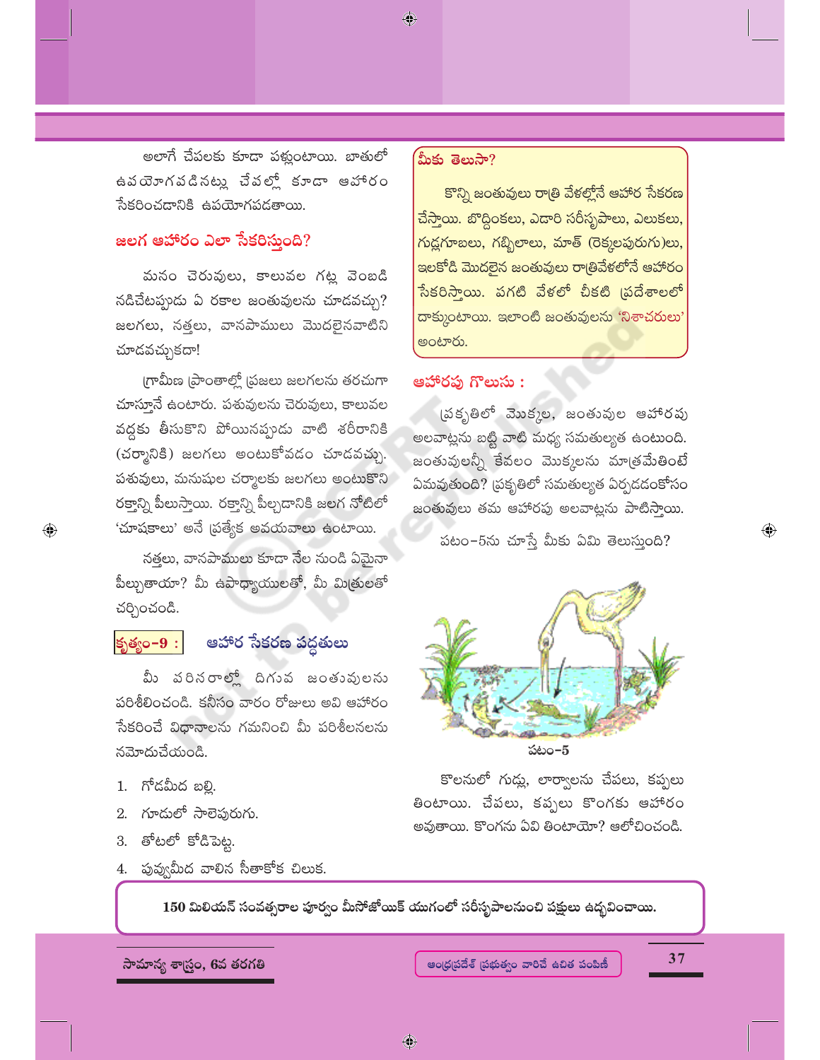అలాగే చేపలకు కూడా పళ్లుంటాయి. బాతులో ఉపయోగపడినట్లు చేపల్లో కూడా ఆహారం సేకరించడానికి ఉపయోగపడతాయి.

### జలగ ఆహారం ఎలా సేకరిస్తుంది?

మనం చెరువులు, కాలువల గట్ల వెంబడి నడిచేటప్పుడు ఏ రకాల జంతువులను చూడవచ్చు? జలగలు, నత్తలు, వానపాములు మొదలైనవాటిని చూడవచ్చుకదా!

గ్రామీణ ప్రాంతాల్లో ప్రజలు జలగలను తరచుగా చూస్తూనే ఉంటారు. పశువులను చెరువులు, కాలువల వద్దకు తీసుకొని పోయినప్పుడు వాటి శరీరానికి (చర్మానికి) జలగలు అంటుకోవడం చూడవచ్చు. పశువులు, మనుషుల చర్మాలకు జలగలు అంటుకొని రక్తాన్ని పీలుస్తాయి. రక్తాన్ని పీల్చడానికి జలగ నోటిలో 'చూషకాలు' అనే ప్రత్యేక అవయవాలు ఉంటాయి.

నత్తలు, వానపాములు కూడా నేల నుండి ఏమైనా పీల్చుతాయా? మీ ఉపాధ్యాయులతో, మీ మిత్రులతో చర్చించండి.

### కృత్యం-9 : ఆహార సేకరణ పద్ధతులు

మీ పరిసరాల్లో దిగువ జంతువులను పరిశీలించండి. కనీసం వారం రోజులు అవి ఆహారం సేకరించే విధానాలను గమనించి మీ పరిశీలనలను నమోదుచేయండి.

1. గోడమీద బల్లి.
2. గూడులో సాలెపురుగు.
3. తోటలో కోడిపెట్ట.
4. పువ్వుమీద వాలిన సీతాకోక చిలుక.

**మీకు తెలుసా?**

కొన్ని జంతువులు రాత్రి వేళల్లోనే ఆహార సేకరణ చేస్తాయి. బొద్దింకలు, ఎడారి సరీసృపాలు, ఎలుకలు, గుడ్లగూబలు, గబ్బిలాలు, మాత్ (రెక్కలపురుగు)లు, ఇలకోడి మొదలైన జంతువులు రాత్రివేళలోనే ఆహారం సేకరిస్తాయి. పగటి వేళలో చీకటి ప్రదేశాలలో దాక్కుంటాయి. ఇలాంటి జంతువులను 'నిశాచరులు' అంటారు.

### ఆహారపు గొలుసు :

ప్రకృతిలో మొక్కల, జంతువుల ఆహారపు అలవాట్లను బట్టి వాటి మధ్య సమతుల్యత ఉంటుంది. జంతువులన్నీ కేవలం మొక్కలను మాత్రమేతింటే ఏమవుతుంది? ప్రకృతిలో సమతుల్యత ఏర్పడడంకోసం జంతువులు తమ ఆహారపు అలవాట్లను పాటిస్తాయి.

పటం-5ను చూస్తే మీకు ఏమి తెలుస్తుంది?

పటం-5

కొలనులో గుడ్లు, లార్వాలను చేపలు, కప్పలు తింటాయి. చేపలు, కప్పలు కొంగకు ఆహారం అవుతాయి. కొంగను ఏవి తింటాయో? ఆలోచించండి.

**150 మిలియన్ సంవత్సరాల పూర్వం మీసోజోయిక్ యుగంలో సరీసృపాలనుంచి పక్షులు ఉద్భవించాయి.**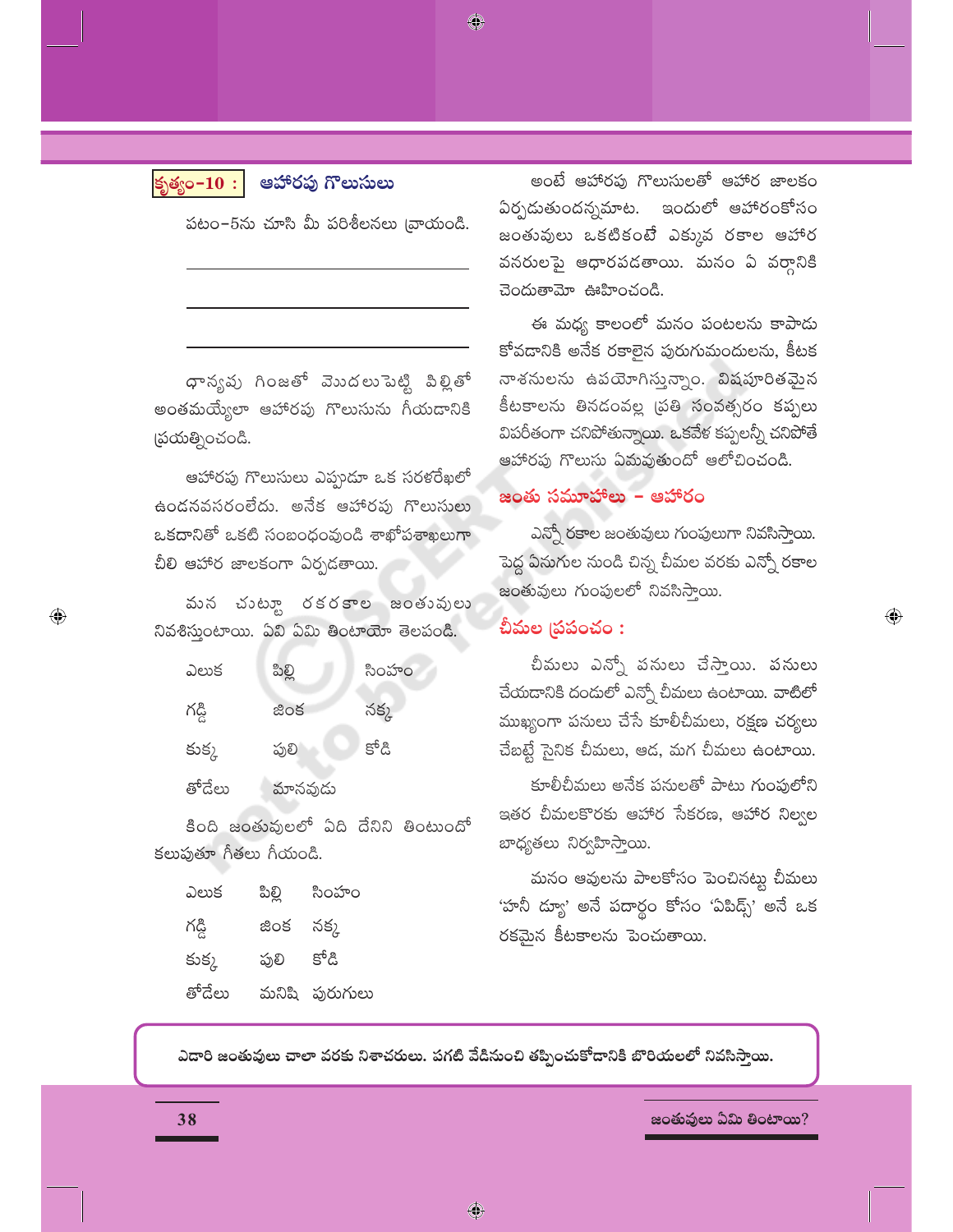**కృత్యం-10 :** **ఆహారపు గొలుసులు**

పటం-5ను చూసి మీ పరిశీలనలు వ్రాయండి.

---

---

---

ధాన్యపు గింజతో మొదలుపెట్టి పిల్లితో అంతమయ్యేలా ఆహారపు గొలుసును గీయడానికి ప్రయత్నించండి.

ఆహారపు గొలుసులు ఎప్పుడూ ఒక సరళరేఖలో ఉండనవసరంలేదు. అనేక ఆహారపు గొలుసులు ఒకదానితో ఒకటి సంబంధంవుండి శాఖోపశాఖలుగా చీలి ఆహార జాలకంగా ఏర్పడతాయి.

మన చుట్టూ రకరకాల జంతువులు నివశిస్తుంటాయి. ఏవి ఏమి తింటాయో తెలపండి.

| | | |
|---|---|---|
| ఎలుక | పిల్లి | సింహం |
| గడ్డి | జింక | నక్క |
| కుక్క | పులి | కోడి |
| తోడేలు | మానవుడు | |

కింది జంతువులలో ఏది దేనిని తింటుందో కలుపుతూ గీతలు గీయండి.

| | | |
|---|---|---|
| ఎలుక | పిల్లి | సింహం |
| గడ్డి | జింక | నక్క |
| కుక్క | పులి | కోడి |
| తోడేలు | మనిషి | పురుగులు |

అంటే ఆహారపు గొలుసులతో ఆహార జాలకం ఏర్పడుతుందన్నమాట. ఇందులో ఆహారంకోసం జంతువులు ఒకటికంటే ఎక్కువ రకాల ఆహార వనరులపై ఆధారపడతాయి. మనం ఏ వర్గానికి చెందుతామో ఊహించండి.

ఈ మధ్య కాలంలో మనం పంటలను కాపాడు కోవడానికి అనేక రకాలైన పురుగుమందులను, కీటక నాశనులను ఉపయోగిస్తున్నాం. విషపూరితమైన కీటకాలను తినడంవల్ల ప్రతి సంవత్సరం కప్పలు విపరీతంగా చనిపోతున్నాయి. ఒకవేళ కప్పలన్నీ చనిపోతే ఆహారపు గొలుసు ఏమవుతుందో ఆలోచించండి.

## జంతు సమూహాలు - ఆహారం

ఎన్నో రకాల జంతువులు గుంపులుగా నివసిస్తాయి. పెద్ద ఏనుగుల నుండి చిన్న చీమల వరకు ఎన్నో రకాల జంతువులు గుంపులలో నివసిస్తాయి.

### చీమల ప్రపంచం :

చీమలు ఎన్నో పనులు చేస్తాయి. పనులు చేయడానికి దండులో ఎన్నో చీమలు ఉంటాయి. వాటిలో ముఖ్యంగా పనులు చేసే కూలీచీమలు, రక్షణ చర్యలు చేబట్టే సైనిక చీమలు, ఆడ, మగ చీమలు ఉంటాయి.

కూలీచీమలు అనేక పనులతో పాటు గుంపులోని ఇతర చీమలకొరకు ఆహార సేకరణ, ఆహార నిల్వల బాధ్యతలు నిర్వహిస్తాయి.

మనం ఆవులను పాలకోసం పెంచినట్టు చీమలు 'హనీ డ్యూ' అనే పదార్థం కోసం 'ఏఫిడ్స్' అనే ఒక రకమైన కీటకాలను పెంచుతాయి.

**ఎడారి జంతువులు చాలా వరకు నిశాచరులు. పగటి వేడినుంచి తప్పించుకోడానికి బొరియలలో నివసిస్తాయి.**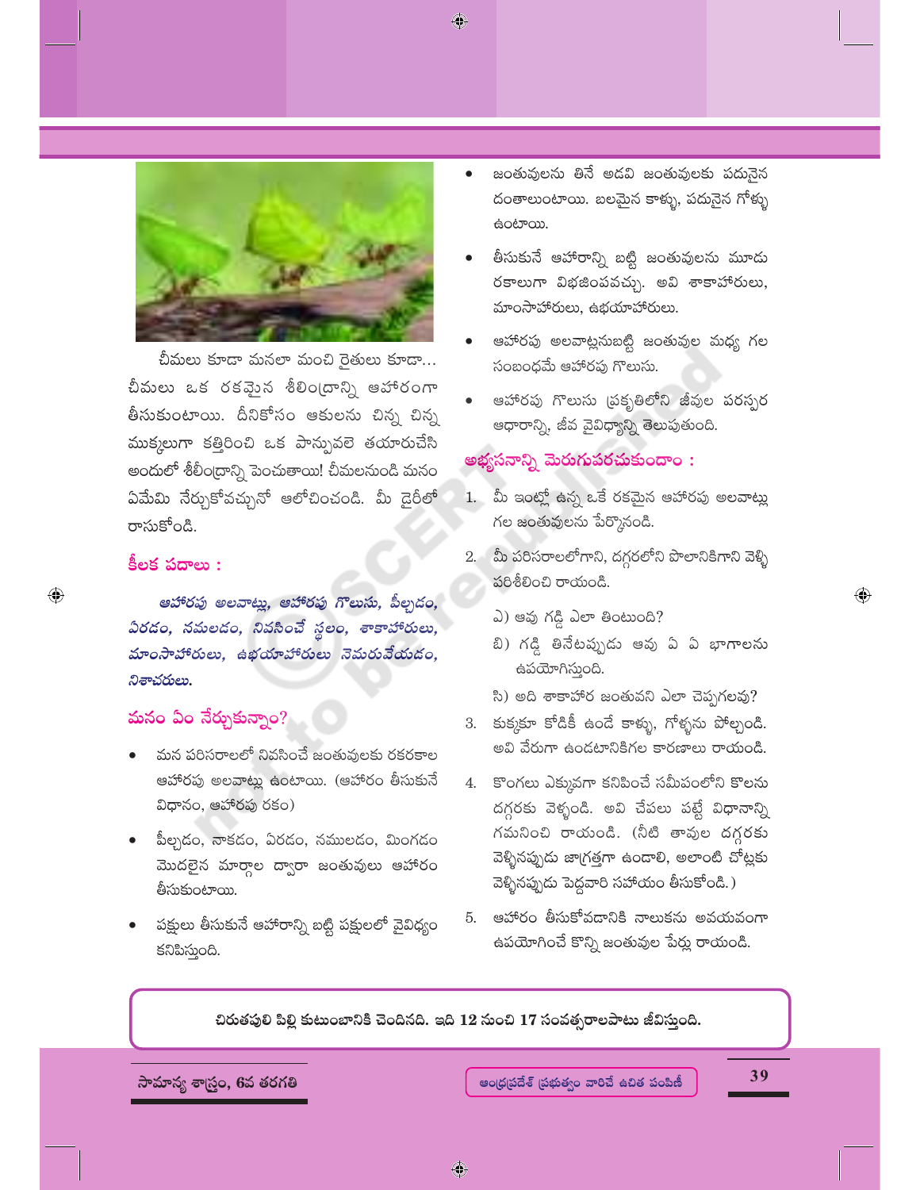చీమలు కూడా మనలా మంచి రైతులు కూడా... చీమలు ఒక రకమైన శిలీంధ్రాన్ని ఆహారంగా తీసుకుంటాయి. దీనికోసం ఆకులను చిన్న చిన్న ముక్కలుగా కత్తిరించి ఒక పాన్పువలె తయారుచేసి అందులో శిలీంధ్రాన్ని పెంచుతాయి! చీమలనుండి మనం ఏమేమి నేర్చుకోవచ్చునో ఆలోచించండి. మీ డైరీలో రాసుకోండి.

## కీలక పదాలు :

***ఆహారపు అలవాట్లు, ఆహారపు గొలుసు, పీల్చడం, ఏరడం, నమలడం, నివసించే స్థలం, శాకాహారులు, మాంసాహారులు, ఉభయాహారులు నెమరువేయడం, నిశాచరులు.***

## మనం ఏం నేర్చుకున్నాం?

- మన పరిసరాలలో నివసించే జంతువులకు రకరకాల ఆహారపు అలవాట్లు ఉంటాయి. (ఆహారం తీసుకునే విధానం, ఆహారపు రకం)
- పీల్చడం, నాకడం, ఏరడం, నములడం, మింగడం మొదలైన మార్గాల ద్వారా జంతువులు ఆహారం తీసుకుంటాయి.
- పక్షులు తీసుకునే ఆహారాన్ని బట్టి పక్షులలో వైవిధ్యం కనిపిస్తుంది.
- జంతువులను తినే అడవి జంతువులకు పదునైన దంతాలుంటాయి. బలమైన కాళ్ళు, పదునైన గోళ్ళు ఉంటాయి.
- తీసుకునే ఆహారాన్ని బట్టి జంతువులను మూడు రకాలుగా విభజించవచ్చు. అవి శాకాహారులు, మాంసాహారులు, ఉభయాహారులు.
- ఆహారపు అలవాట్లనుబట్టి జంతువుల మధ్య గల సంబంధమే ఆహారపు గొలుసు.
- ఆహారపు గొలుసు ప్రకృతిలోని జీవుల పరస్పర ఆధారాన్ని, జీవ వైవిధ్యాన్ని తెలుపుతుంది.

## అభ్యసనాన్ని మెరుగుపరచుకుందాం :

1. మీ ఇంట్లో ఉన్న ఒకే రకమైన ఆహారపు అలవాట్లు గల జంతువులను పేర్కొనండి.
2. మీ పరిసరాలలోగాని, దగ్గరలోని పొలానికిగాని వెళ్ళి పరిశీలించి రాయండి.

   ఎ) ఆవు గడ్డి ఎలా తింటుంది?

   బి) గడ్డి తినేటప్పుడు ఆవు ఏ ఏ భాగాలను ఉపయోగిస్తుంది.

   సి) అది శాకాహార జంతువని ఎలా చెప్పగలవు?
3. కుక్కకూ కోడికీ ఉండే కాళ్ళు, గోళ్ళను పోల్చండి. అవి వేరుగా ఉండటానికిగల కారణాలు రాయండి.
4. కొంగలు ఎక్కువగా కనిపించే సమీపంలోని కొలను దగ్గరకు వెళ్ళండి. అవి చేపలు పట్టే విధానాన్ని గమనించి రాయండి. (నీటి తావుల దగ్గరకు వెళ్ళినప్పుడు జాగ్రత్తగా ఉండాలి, అలాంటి చోట్లకు వెళ్ళినప్పుడు పెద్దవారి సహాయం తీసుకోండి.)
5. ఆహారం తీసుకోవడానికి నాలుకను అవయవంగా ఉపయోగించే కొన్ని జంతువుల పేర్లు రాయండి.

**చిరుతపులి పిల్లి కుటుంబానికి చెందినది. ఇది 12 నుంచి 17 సంవత్సరాలపాటు జీవిస్తుంది.**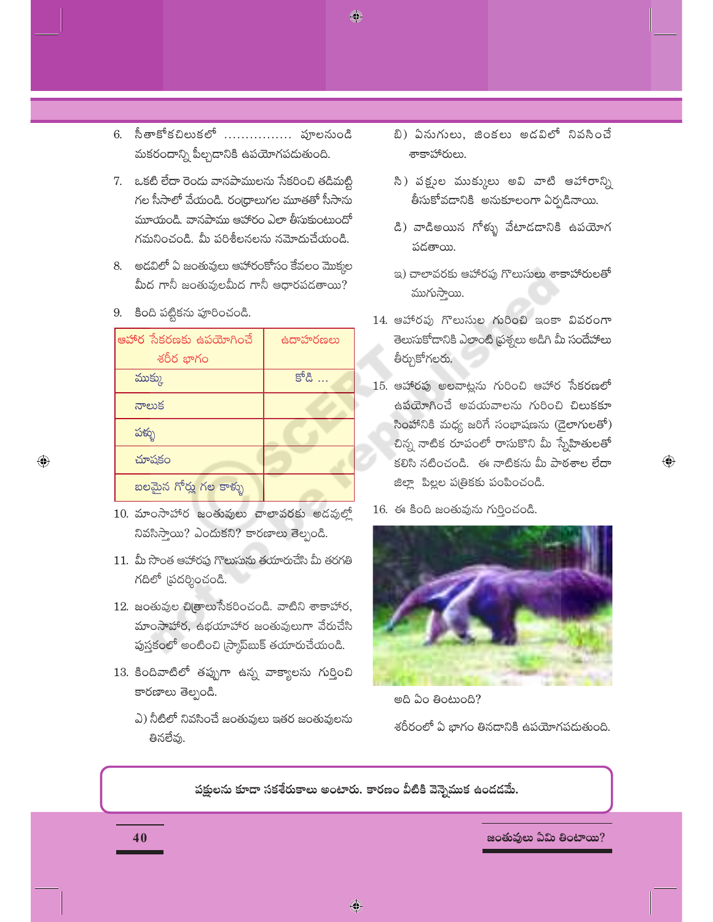6. సీతాకోకచిలుకలో ................ పూలనుండి మకరందాన్ని పీల్చడానికి ఉపయోగపడుతుంది.

7. ఒకటి లేదా రెండు వానపాములను సేకరించి తడిమట్టి గల సీసాలో వేయండి. రంధ్రాలుగల మూతతో సీసాను మూయండి. వానపాము ఆహారం ఎలా తీసుకుంటుందో గమనించండి. మీ పరిశీలనలను నమోదుచేయండి.

8. అడవిలో ఏ జంతువులు ఆహారంకోసం కేవలం మొక్కల మీద గానీ జంతువులమీద గానీ ఆధారపడతాయి?

9. కింది పట్టికను పూరించండి.

| ఆహార సేకరణకు ఉపయోగించే శరీర భాగం | ఉదాహరణలు |
|---|---|
| ముక్కు | కోడి ... |
| నాలుక | |
| పళ్ళు | |
| చూషకం | |
| బలమైన గోర్లు గల కాళ్ళు | |

10. మాంసాహార జంతువులు చాలావరకు అడవుల్లో నివసిస్తాయి? ఎందుకని? కారణాలు తెల్పండి.

11. మీ సొంత ఆహారపు గొలుసును తయారుచేసి మీ తరగతి గదిలో ప్రదర్శించండి.

12. జంతువుల చిత్రాలు సేకరించండి. వాటిని శాకాహార, మాంసాహార, ఉభయాహార జంతువులుగా వేరుచేసి పుస్తకంలో అంటించి స్క్రాప్‌బుక్ తయారుచేయండి.

13. కిందివాటిలో తప్పుగా ఉన్న వాక్యాలను గుర్తించి కారణాలు తెల్పండి.

ఎ) నీటిలో నివసించే జంతువులు ఇతర జంతువులను తినలేవు.

బి) ఏనుగులు, జింకలు అడవిలో నివసించే శాకాహారులు.

సి) పక్షుల ముక్కులు అవి వాటి ఆహారాన్ని తీసుకోవడానికి అనుకూలంగా ఏర్పడినాయి.

డి) వాడిఅయిన గోళ్ళు వేటాడడానికి ఉపయోగ పడతాయి.

ఇ) చాలావరకు ఆహారపు గొలుసులు శాకాహారులతో ముగుస్తాయి.

14. ఆహారపు గొలుసుల గురించి ఇంకా వివరంగా తెలుసుకోడానికి ఎలాంటి ప్రశ్నలు అడిగి మీ సందేహాలు తీర్చుకోగలరు.

15. ఆహారపు అలవాట్లను గురించి ఆహార సేకరణలో ఉపయోగించే అవయవాలను గురించి చిలుకకూ సింహానికి మధ్య జరిగే సంభాషణను (డైలాగులతో) చిన్న నాటిక రూపంలో రాసుకొని మీ స్నేహితులతో కలిసి నటించండి. ఈ నాటికను మీ పాఠశాల లేదా జిల్లా పిల్లల పత్రికకు పంపించండి.

16. ఈ కింది జంతువును గుర్తించండి.

అది ఏం తింటుంది?

శరీరంలో ఏ భాగం తినడానికి ఉపయోగపడుతుంది.

**పక్షులను కూడా సకశేరుకాలు అంటారు. కారణం వీటికి వెన్నెముక ఉండడమే.**